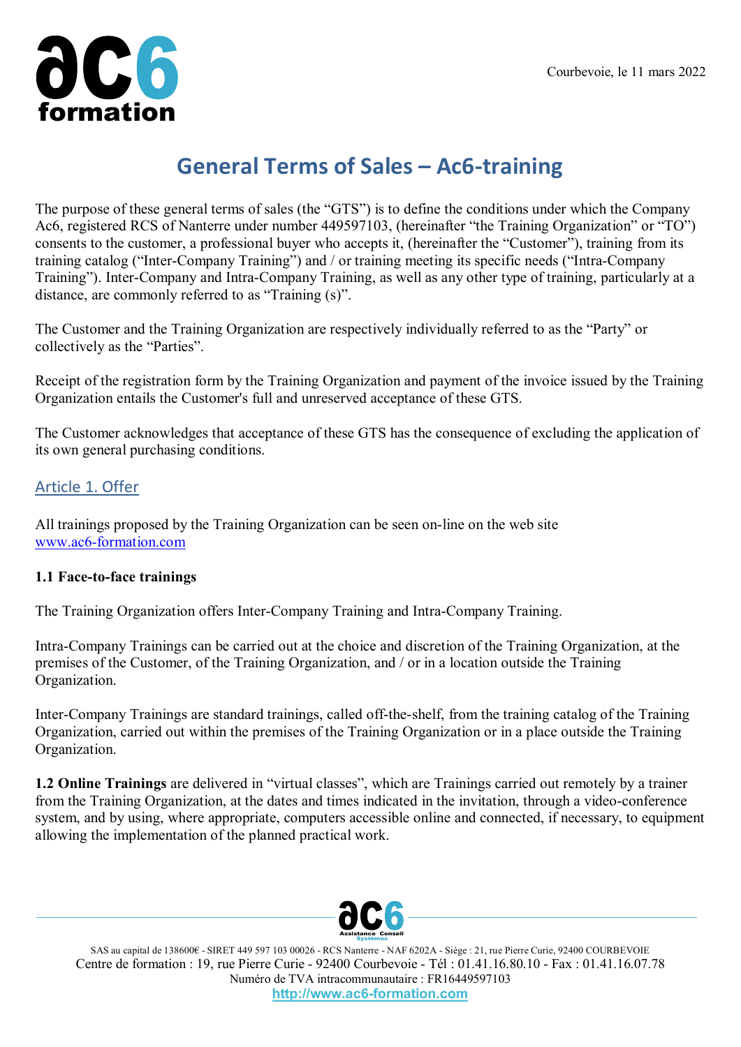Courbevoie, le 11 mars 2022

# General Terms of Sales – Ac6-training

The purpose of these general terms of sales (the "GTS") is to define the conditions under which the Company Ac6, registered RCS of Nanterre under number 449597103, (hereinafter "the Training Organization" or "TO") consents to the customer, a professional buyer who accepts it, (hereinafter the "Customer"), training from its training catalog ("Inter-Company Training") and / or training meeting its specific needs ("Intra-Company Training"). Inter-Company and Intra-Company Training, as well as any other type of training, particularly at a distance, are commonly referred to as "Training (s)".

The Customer and the Training Organization are respectively individually referred to as the "Party" or collectively as the "Parties".

Receipt of the registration form by the Training Organization and payment of the invoice issued by the Training Organization entails the Customer's full and unreserved acceptance of these GTS.

The Customer acknowledges that acceptance of these GTS has the consequence of excluding the application of its own general purchasing conditions.

## Article 1. Offer

All trainings proposed by the Training Organization can be seen on-line on the web site [www.ac6-formation.com](http://www.ac6-formation.com)

**1.1 Face-to-face trainings**

The Training Organization offers Inter-Company Training and Intra-Company Training.

Intra-Company Trainings can be carried out at the choice and discretion of the Training Organization, at the premises of the Customer, of the Training Organization, and / or in a location outside the Training Organization.

Inter-Company Trainings are standard trainings, called off-the-shelf, from the training catalog of the Training Organization, carried out within the premises of the Training Organization or in a place outside the Training Organization.

**1.2 Online Trainings** are delivered in "virtual classes", which are Trainings carried out remotely by a trainer from the Training Organization, at the dates and times indicated in the invitation, through a video-conference system, and by using, where appropriate, computers accessible online and connected, if necessary, to equipment allowing the implementation of the planned practical work.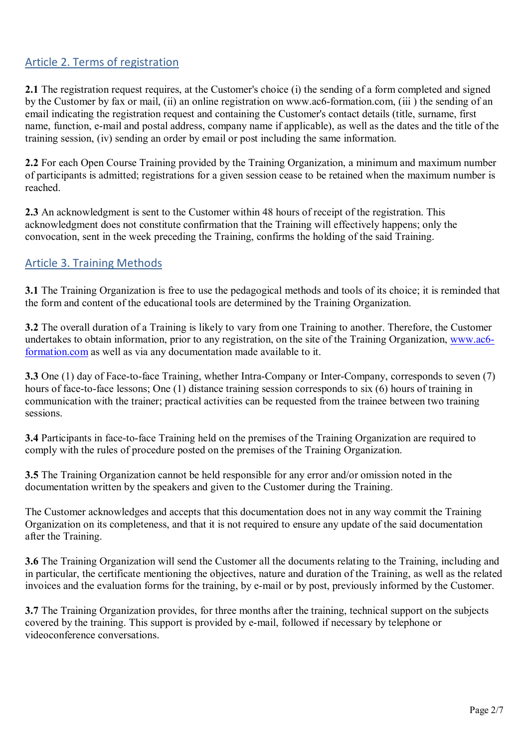## Article 2. Terms of registration

**2.1** The registration request requires, at the Customer's choice (i) the sending of a form completed and signed by the Customer by fax or mail, (ii) an online registration on www.ac6-formation.com, (iii ) the sending of an email indicating the registration request and containing the Customer's contact details (title, surname, first name, function, e-mail and postal address, company name if applicable), as well as the dates and the title of the training session, (iv) sending an order by email or post including the same information.

**2.2** For each Open Course Training provided by the Training Organization, a minimum and maximum number of participants is admitted; registrations for a given session cease to be retained when the maximum number is reached.

**2.3** An acknowledgment is sent to the Customer within 48 hours of receipt of the registration. This acknowledgment does not constitute confirmation that the Training will effectively happens; only the convocation, sent in the week preceding the Training, confirms the holding of the said Training.

## Article 3. Training Methods

**3.1** The Training Organization is free to use the pedagogical methods and tools of its choice; it is reminded that the form and content of the educational tools are determined by the Training Organization.

**3.2** The overall duration of a Training is likely to vary from one Training to another. Therefore, the Customer undertakes to obtain information, prior to any registration, on the site of the Training Organization, [www.ac6-formation.com](http://www.ac6-formation.com) as well as via any documentation made available to it.

**3.3** One (1) day of Face-to-face Training, whether Intra-Company or Inter-Company, corresponds to seven (7) hours of face-to-face lessons; One (1) distance training session corresponds to six (6) hours of training in communication with the trainer; practical activities can be requested from the trainee between two training sessions.

**3.4** Participants in face-to-face Training held on the premises of the Training Organization are required to comply with the rules of procedure posted on the premises of the Training Organization.

**3.5** The Training Organization cannot be held responsible for any error and/or omission noted in the documentation written by the speakers and given to the Customer during the Training.

The Customer acknowledges and accepts that this documentation does not in any way commit the Training Organization on its completeness, and that it is not required to ensure any update of the said documentation after the Training.

**3.6** The Training Organization will send the Customer all the documents relating to the Training, including and in particular, the certificate mentioning the objectives, nature and duration of the Training, as well as the related invoices and the evaluation forms for the training, by e-mail or by post, previously informed by the Customer.

**3.7** The Training Organization provides, for three months after the training, technical support on the subjects covered by the training. This support is provided by e-mail, followed if necessary by telephone or videoconference conversations.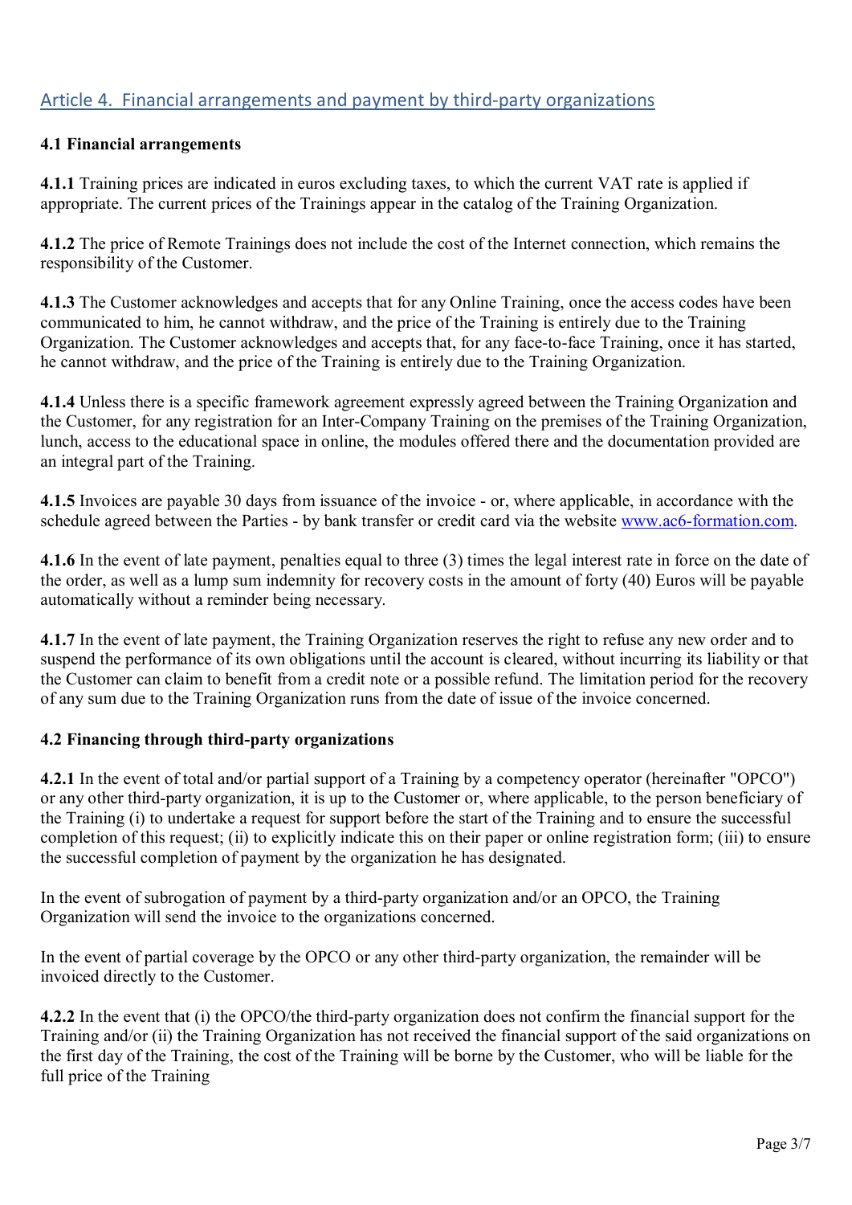## Article 4. Financial arrangements and payment by third-party organizations

### 4.1 Financial arrangements

**4.1.1** Training prices are indicated in euros excluding taxes, to which the current VAT rate is applied if appropriate. The current prices of the Trainings appear in the catalog of the Training Organization.

**4.1.2** The price of Remote Trainings does not include the cost of the Internet connection, which remains the responsibility of the Customer.

**4.1.3** The Customer acknowledges and accepts that for any Online Training, once the access codes have been communicated to him, he cannot withdraw, and the price of the Training is entirely due to the Training Organization. The Customer acknowledges and accepts that, for any face-to-face Training, once it has started, he cannot withdraw, and the price of the Training is entirely due to the Training Organization.

**4.1.4** Unless there is a specific framework agreement expressly agreed between the Training Organization and the Customer, for any registration for an Inter-Company Training on the premises of the Training Organization, lunch, access to the educational space in online, the modules offered there and the documentation provided are an integral part of the Training.

**4.1.5** Invoices are payable 30 days from issuance of the invoice - or, where applicable, in accordance with the schedule agreed between the Parties - by bank transfer or credit card via the website [www.ac6-formation.com](http://www.ac6-formation.com).

**4.1.6** In the event of late payment, penalties equal to three (3) times the legal interest rate in force on the date of the order, as well as a lump sum indemnity for recovery costs in the amount of forty (40) Euros will be payable automatically without a reminder being necessary.

**4.1.7** In the event of late payment, the Training Organization reserves the right to refuse any new order and to suspend the performance of its own obligations until the account is cleared, without incurring its liability or that the Customer can claim to benefit from a credit note or a possible refund. The limitation period for the recovery of any sum due to the Training Organization runs from the date of issue of the invoice concerned.

### 4.2 Financing through third-party organizations

**4.2.1** In the event of total and/or partial support of a Training by a competency operator (hereinafter "OPCO") or any other third-party organization, it is up to the Customer or, where applicable, to the person beneficiary of the Training (i) to undertake a request for support before the start of the Training and to ensure the successful completion of this request; (ii) to explicitly indicate this on their paper or online registration form; (iii) to ensure the successful completion of payment by the organization he has designated.

In the event of subrogation of payment by a third-party organization and/or an OPCO, the Training Organization will send the invoice to the organizations concerned.

In the event of partial coverage by the OPCO or any other third-party organization, the remainder will be invoiced directly to the Customer.

**4.2.2** In the event that (i) the OPCO/the third-party organization does not confirm the financial support for the Training and/or (ii) the Training Organization has not received the financial support of the said organizations on the first day of the Training, the cost of the Training will be borne by the Customer, who will be liable for the full price of the Training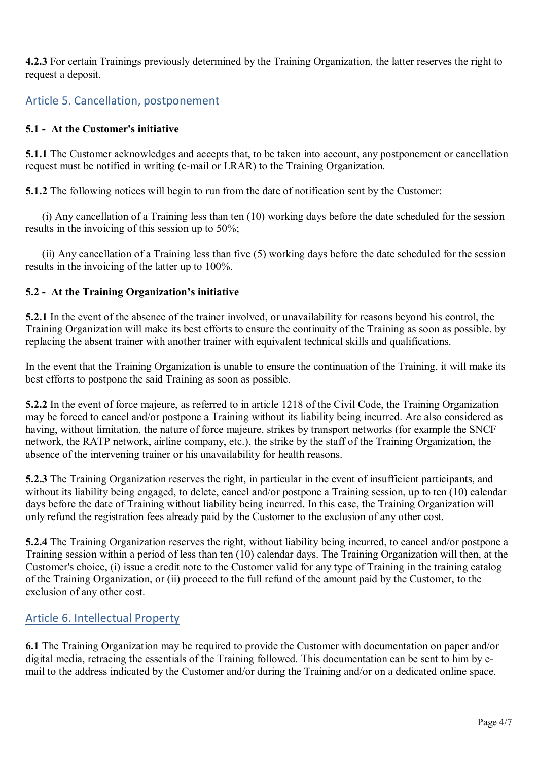**4.2.3** For certain Trainings previously determined by the Training Organization, the latter reserves the right to request a deposit.

## Article 5. Cancellation, postponement

### 5.1 - At the Customer's initiative

**5.1.1** The Customer acknowledges and accepts that, to be taken into account, any postponement or cancellation request must be notified in writing (e-mail or LRAR) to the Training Organization.

**5.1.2** The following notices will begin to run from the date of notification sent by the Customer:

(i) Any cancellation of a Training less than ten (10) working days before the date scheduled for the session results in the invoicing of this session up to 50%;

(ii) Any cancellation of a Training less than five (5) working days before the date scheduled for the session results in the invoicing of the latter up to 100%.

### 5.2 - At the Training Organization's initiative

**5.2.1** In the event of the absence of the trainer involved, or unavailability for reasons beyond his control, the Training Organization will make its best efforts to ensure the continuity of the Training as soon as possible. by replacing the absent trainer with another trainer with equivalent technical skills and qualifications.

In the event that the Training Organization is unable to ensure the continuation of the Training, it will make its best efforts to postpone the said Training as soon as possible.

**5.2.2** In the event of force majeure, as referred to in article 1218 of the Civil Code, the Training Organization may be forced to cancel and/or postpone a Training without its liability being incurred. Are also considered as having, without limitation, the nature of force majeure, strikes by transport networks (for example the SNCF network, the RATP network, airline company, etc.), the strike by the staff of the Training Organization, the absence of the intervening trainer or his unavailability for health reasons.

**5.2.3** The Training Organization reserves the right, in particular in the event of insufficient participants, and without its liability being engaged, to delete, cancel and/or postpone a Training session, up to ten (10) calendar days before the date of Training without liability being incurred. In this case, the Training Organization will only refund the registration fees already paid by the Customer to the exclusion of any other cost.

**5.2.4** The Training Organization reserves the right, without liability being incurred, to cancel and/or postpone a Training session within a period of less than ten (10) calendar days. The Training Organization will then, at the Customer's choice, (i) issue a credit note to the Customer valid for any type of Training in the training catalog of the Training Organization, or (ii) proceed to the full refund of the amount paid by the Customer, to the exclusion of any other cost.

## Article 6. Intellectual Property

**6.1** The Training Organization may be required to provide the Customer with documentation on paper and/or digital media, retracing the essentials of the Training followed. This documentation can be sent to him by e-mail to the address indicated by the Customer and/or during the Training and/or on a dedicated online space.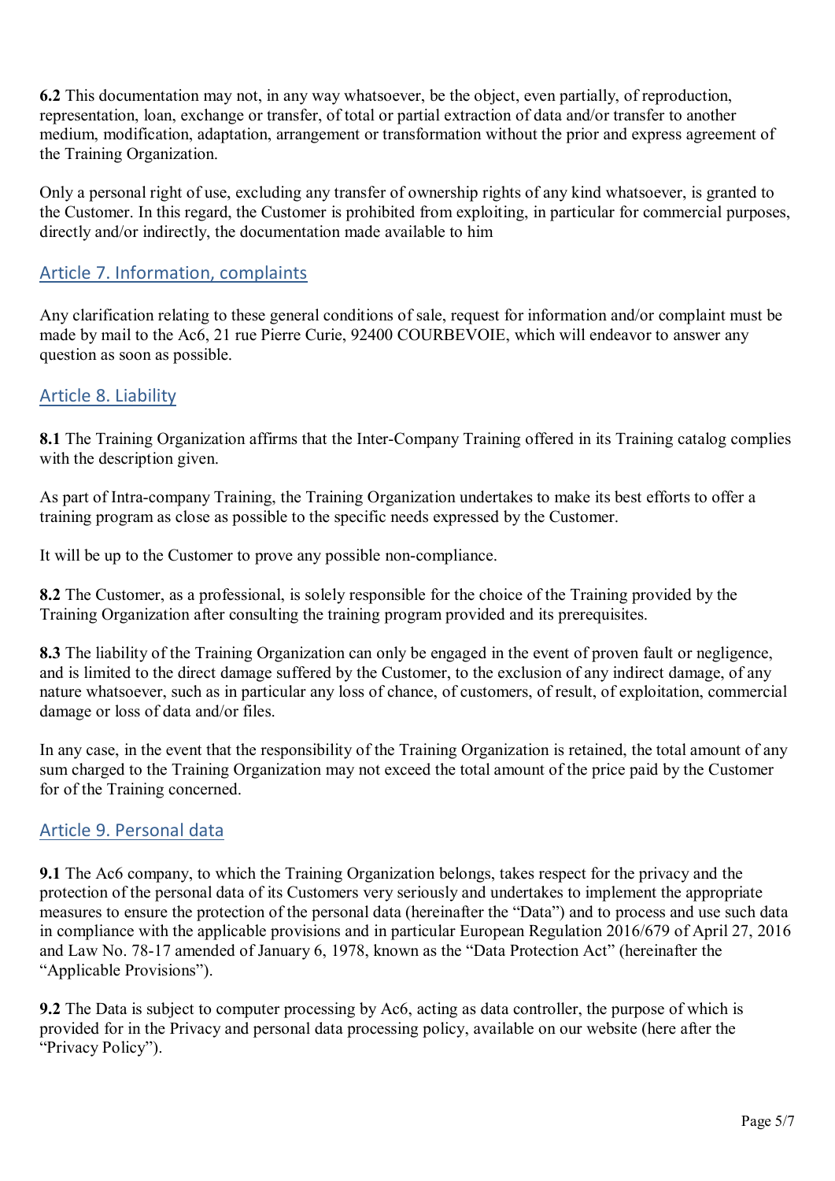**6.2** This documentation may not, in any way whatsoever, be the object, even partially, of reproduction, representation, loan, exchange or transfer, of total or partial extraction of data and/or transfer to another medium, modification, adaptation, arrangement or transformation without the prior and express agreement of the Training Organization.

Only a personal right of use, excluding any transfer of ownership rights of any kind whatsoever, is granted to the Customer. In this regard, the Customer is prohibited from exploiting, in particular for commercial purposes, directly and/or indirectly, the documentation made available to him

## Article 7. Information, complaints

Any clarification relating to these general conditions of sale, request for information and/or complaint must be made by mail to the Ac6, 21 rue Pierre Curie, 92400 COURBEVOIE, which will endeavor to answer any question as soon as possible.

## Article 8. Liability

**8.1** The Training Organization affirms that the Inter-Company Training offered in its Training catalog complies with the description given.

As part of Intra-company Training, the Training Organization undertakes to make its best efforts to offer a training program as close as possible to the specific needs expressed by the Customer.

It will be up to the Customer to prove any possible non-compliance.

**8.2** The Customer, as a professional, is solely responsible for the choice of the Training provided by the Training Organization after consulting the training program provided and its prerequisites.

**8.3** The liability of the Training Organization can only be engaged in the event of proven fault or negligence, and is limited to the direct damage suffered by the Customer, to the exclusion of any indirect damage, of any nature whatsoever, such as in particular any loss of chance, of customers, of result, of exploitation, commercial damage or loss of data and/or files.

In any case, in the event that the responsibility of the Training Organization is retained, the total amount of any sum charged to the Training Organization may not exceed the total amount of the price paid by the Customer for of the Training concerned.

## Article 9. Personal data

**9.1** The Ac6 company, to which the Training Organization belongs, takes respect for the privacy and the protection of the personal data of its Customers very seriously and undertakes to implement the appropriate measures to ensure the protection of the personal data (hereinafter the "Data") and to process and use such data in compliance with the applicable provisions and in particular European Regulation 2016/679 of April 27, 2016 and Law No. 78-17 amended of January 6, 1978, known as the "Data Protection Act" (hereinafter the "Applicable Provisions").

**9.2** The Data is subject to computer processing by Ac6, acting as data controller, the purpose of which is provided for in the Privacy and personal data processing policy, available on our website (here after the "Privacy Policy").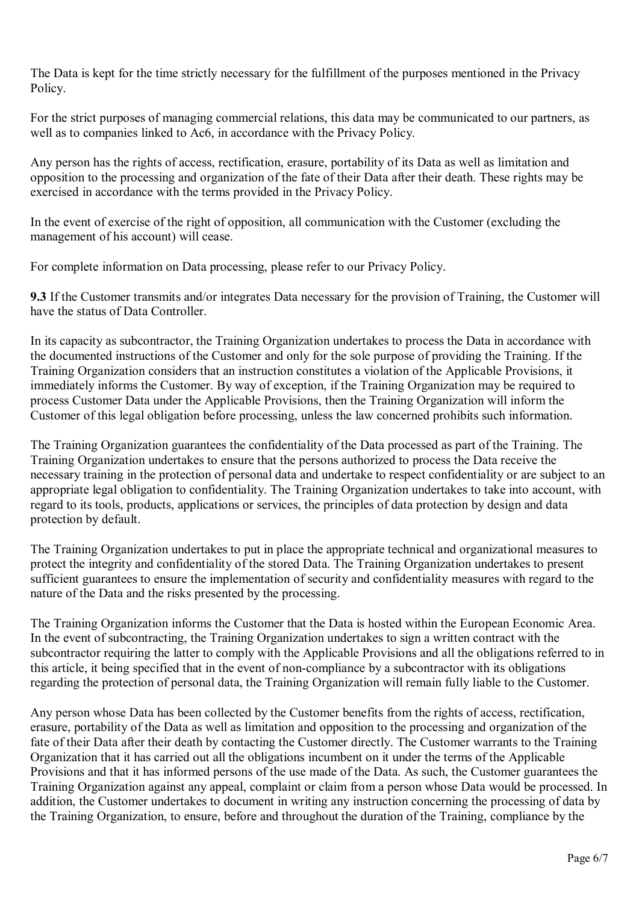The Data is kept for the time strictly necessary for the fulfillment of the purposes mentioned in the Privacy Policy.

For the strict purposes of managing commercial relations, this data may be communicated to our partners, as well as to companies linked to Ac6, in accordance with the Privacy Policy.

Any person has the rights of access, rectification, erasure, portability of its Data as well as limitation and opposition to the processing and organization of the fate of their Data after their death. These rights may be exercised in accordance with the terms provided in the Privacy Policy.

In the event of exercise of the right of opposition, all communication with the Customer (excluding the management of his account) will cease.

For complete information on Data processing, please refer to our Privacy Policy.

**9.3** If the Customer transmits and/or integrates Data necessary for the provision of Training, the Customer will have the status of Data Controller.

In its capacity as subcontractor, the Training Organization undertakes to process the Data in accordance with the documented instructions of the Customer and only for the sole purpose of providing the Training. If the Training Organization considers that an instruction constitutes a violation of the Applicable Provisions, it immediately informs the Customer. By way of exception, if the Training Organization may be required to process Customer Data under the Applicable Provisions, then the Training Organization will inform the Customer of this legal obligation before processing, unless the law concerned prohibits such information.

The Training Organization guarantees the confidentiality of the Data processed as part of the Training. The Training Organization undertakes to ensure that the persons authorized to process the Data receive the necessary training in the protection of personal data and undertake to respect confidentiality or are subject to an appropriate legal obligation to confidentiality. The Training Organization undertakes to take into account, with regard to its tools, products, applications or services, the principles of data protection by design and data protection by default.

The Training Organization undertakes to put in place the appropriate technical and organizational measures to protect the integrity and confidentiality of the stored Data. The Training Organization undertakes to present sufficient guarantees to ensure the implementation of security and confidentiality measures with regard to the nature of the Data and the risks presented by the processing.

The Training Organization informs the Customer that the Data is hosted within the European Economic Area. In the event of subcontracting, the Training Organization undertakes to sign a written contract with the subcontractor requiring the latter to comply with the Applicable Provisions and all the obligations referred to in this article, it being specified that in the event of non-compliance by a subcontractor with its obligations regarding the protection of personal data, the Training Organization will remain fully liable to the Customer.

Any person whose Data has been collected by the Customer benefits from the rights of access, rectification, erasure, portability of the Data as well as limitation and opposition to the processing and organization of the fate of their Data after their death by contacting the Customer directly. The Customer warrants to the Training Organization that it has carried out all the obligations incumbent on it under the terms of the Applicable Provisions and that it has informed persons of the use made of the Data. As such, the Customer guarantees the Training Organization against any appeal, complaint or claim from a person whose Data would be processed. In addition, the Customer undertakes to document in writing any instruction concerning the processing of data by the Training Organization, to ensure, before and throughout the duration of the Training, compliance by the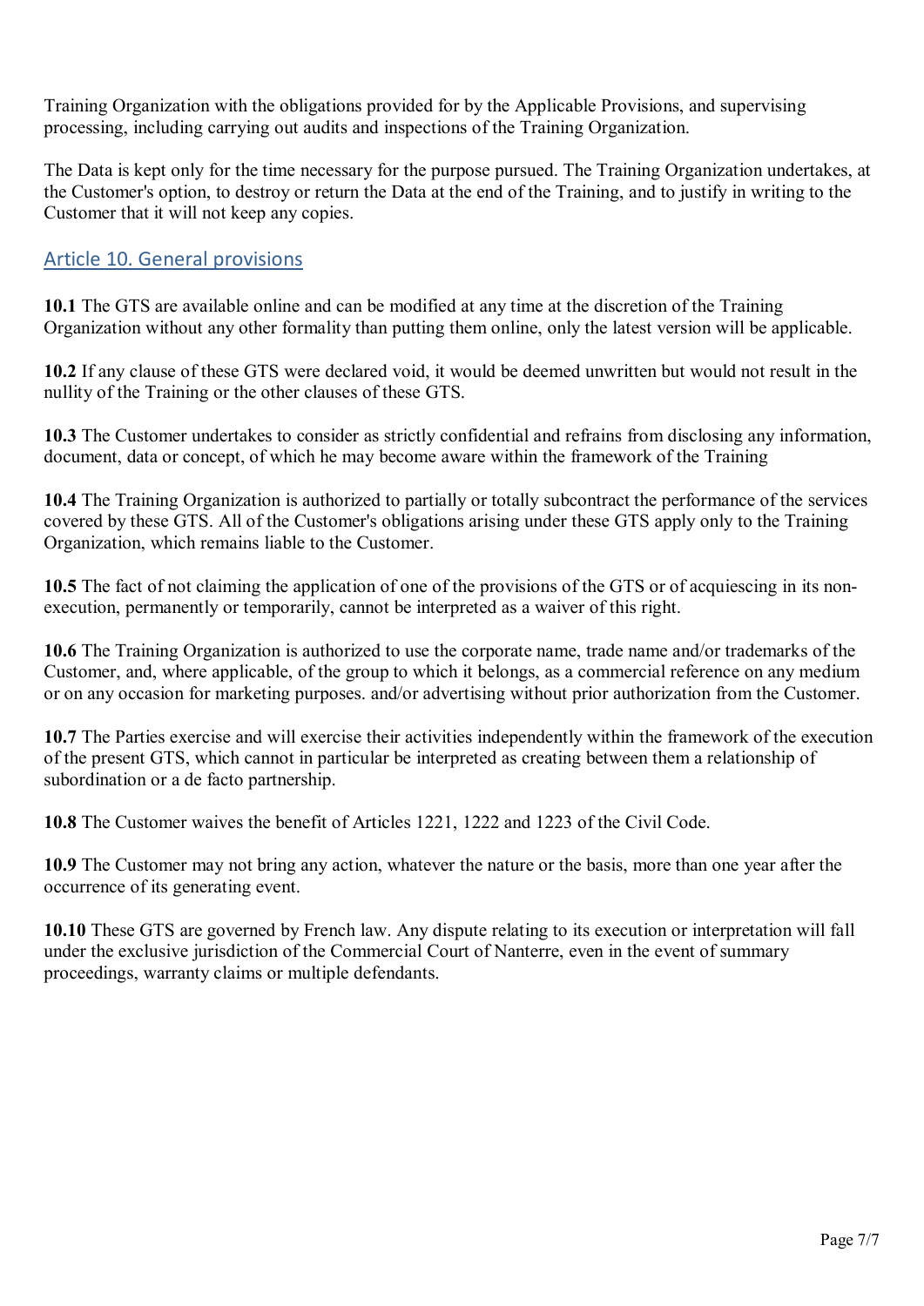Training Organization with the obligations provided for by the Applicable Provisions, and supervising processing, including carrying out audits and inspections of the Training Organization.

The Data is kept only for the time necessary for the purpose pursued. The Training Organization undertakes, at the Customer's option, to destroy or return the Data at the end of the Training, and to justify in writing to the Customer that it will not keep any copies.

## Article 10. General provisions

**10.1** The GTS are available online and can be modified at any time at the discretion of the Training Organization without any other formality than putting them online, only the latest version will be applicable.

**10.2** If any clause of these GTS were declared void, it would be deemed unwritten but would not result in the nullity of the Training or the other clauses of these GTS.

**10.3** The Customer undertakes to consider as strictly confidential and refrains from disclosing any information, document, data or concept, of which he may become aware within the framework of the Training

**10.4** The Training Organization is authorized to partially or totally subcontract the performance of the services covered by these GTS. All of the Customer's obligations arising under these GTS apply only to the Training Organization, which remains liable to the Customer.

**10.5** The fact of not claiming the application of one of the provisions of the GTS or of acquiescing in its non-execution, permanently or temporarily, cannot be interpreted as a waiver of this right.

**10.6** The Training Organization is authorized to use the corporate name, trade name and/or trademarks of the Customer, and, where applicable, of the group to which it belongs, as a commercial reference on any medium or on any occasion for marketing purposes. and/or advertising without prior authorization from the Customer.

**10.7** The Parties exercise and will exercise their activities independently within the framework of the execution of the present GTS, which cannot in particular be interpreted as creating between them a relationship of subordination or a de facto partnership.

**10.8** The Customer waives the benefit of Articles 1221, 1222 and 1223 of the Civil Code.

**10.9** The Customer may not bring any action, whatever the nature or the basis, more than one year after the occurrence of its generating event.

**10.10** These GTS are governed by French law. Any dispute relating to its execution or interpretation will fall under the exclusive jurisdiction of the Commercial Court of Nanterre, even in the event of summary proceedings, warranty claims or multiple defendants.